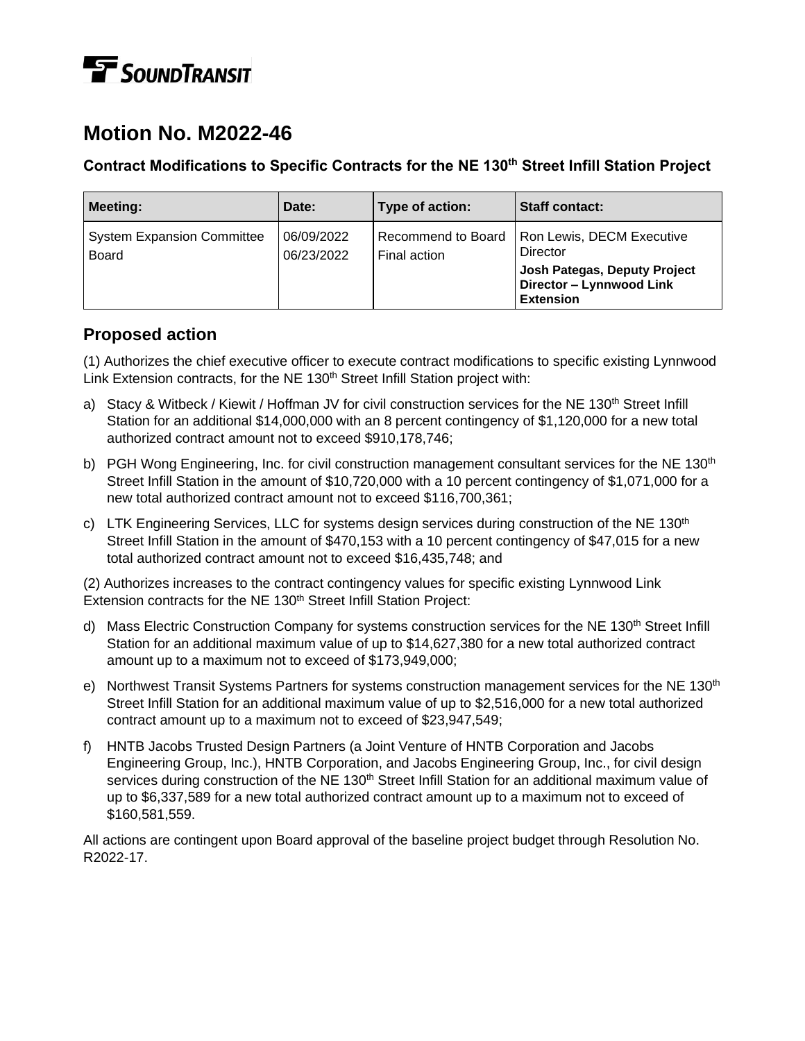SOUNDTRANSIT

# Motion No. M2022-46

### Contract Modifications to Specific Contracts for the NE 130th Street Infill Station Project

| Meeting: | Date: | Type of action: | Staff contact: |
|---|---|---|---|
| System Expansion Committee<br>Board | 06/09/2022<br>06/23/2022 | Recommend to Board<br>Final action | Ron Lewis, DECM Executive Director<br>**Josh Pategas, Deputy Project Director – Lynnwood Link Extension** |

## Proposed action

(1) Authorizes the chief executive officer to execute contract modifications to specific existing Lynnwood Link Extension contracts, for the NE 130th Street Infill Station project with:

a) Stacy & Witbeck / Kiewit / Hoffman JV for civil construction services for the NE 130th Street Infill Station for an additional $14,000,000 with an 8 percent contingency of $1,120,000 for a new total authorized contract amount not to exceed $910,178,746;

b) PGH Wong Engineering, Inc. for civil construction management consultant services for the NE 130th Street Infill Station in the amount of $10,720,000 with a 10 percent contingency of $1,071,000 for a new total authorized contract amount not to exceed $116,700,361;

c) LTK Engineering Services, LLC for systems design services during construction of the NE 130th Street Infill Station in the amount of $470,153 with a 10 percent contingency of $47,015 for a new total authorized contract amount not to exceed $16,435,748; and

(2) Authorizes increases to the contract contingency values for specific existing Lynnwood Link Extension contracts for the NE 130th Street Infill Station Project:

d) Mass Electric Construction Company for systems construction services for the NE 130th Street Infill Station for an additional maximum value of up to $14,627,380 for a new total authorized contract amount up to a maximum not to exceed of $173,949,000;

e) Northwest Transit Systems Partners for systems construction management services for the NE 130th Street Infill Station for an additional maximum value of up to $2,516,000 for a new total authorized contract amount up to a maximum not to exceed of $23,947,549;

f) HNTB Jacobs Trusted Design Partners (a Joint Venture of HNTB Corporation and Jacobs Engineering Group, Inc.), HNTB Corporation, and Jacobs Engineering Group, Inc., for civil design services during construction of the NE 130th Street Infill Station for an additional maximum value of up to $6,337,589 for a new total authorized contract amount up to a maximum not to exceed of $160,581,559.

All actions are contingent upon Board approval of the baseline project budget through Resolution No. R2022-17.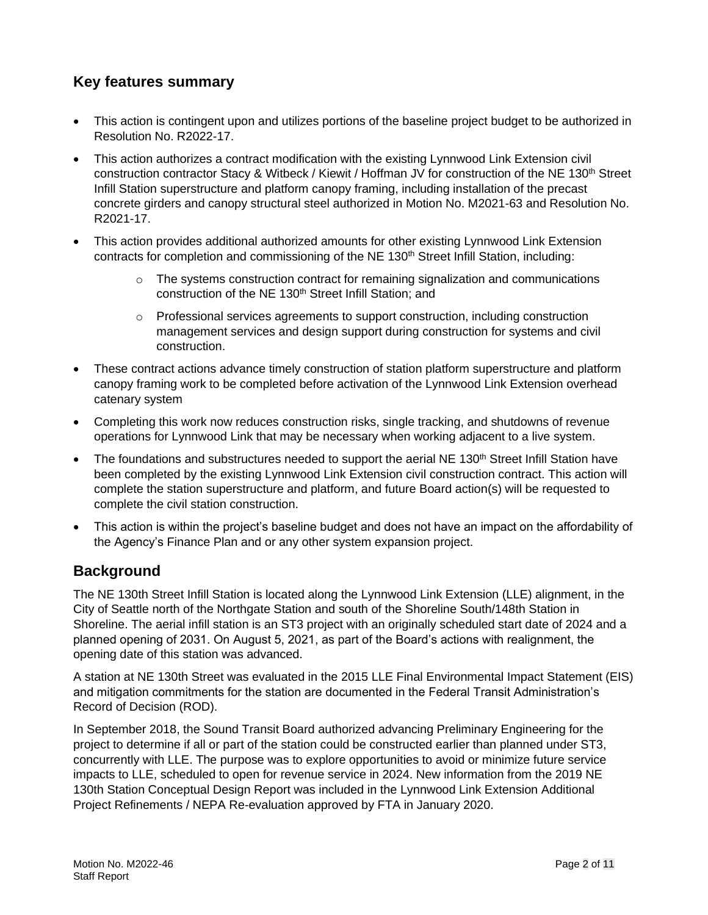## Key features summary

- This action is contingent upon and utilizes portions of the baseline project budget to be authorized in Resolution No. R2022-17.
- This action authorizes a contract modification with the existing Lynnwood Link Extension civil construction contractor Stacy & Witbeck / Kiewit / Hoffman JV for construction of the NE 130th Street Infill Station superstructure and platform canopy framing, including installation of the precast concrete girders and canopy structural steel authorized in Motion No. M2021-63 and Resolution No. R2021-17.
- This action provides additional authorized amounts for other existing Lynnwood Link Extension contracts for completion and commissioning of the NE 130th Street Infill Station, including:
  - The systems construction contract for remaining signalization and communications construction of the NE 130th Street Infill Station; and
  - Professional services agreements to support construction, including construction management services and design support during construction for systems and civil construction.
- These contract actions advance timely construction of station platform superstructure and platform canopy framing work to be completed before activation of the Lynnwood Link Extension overhead catenary system
- Completing this work now reduces construction risks, single tracking, and shutdowns of revenue operations for Lynnwood Link that may be necessary when working adjacent to a live system.
- The foundations and substructures needed to support the aerial NE 130th Street Infill Station have been completed by the existing Lynnwood Link Extension civil construction contract. This action will complete the station superstructure and platform, and future Board action(s) will be requested to complete the civil station construction.
- This action is within the project's baseline budget and does not have an impact on the affordability of the Agency's Finance Plan and or any other system expansion project.

## Background

The NE 130th Street Infill Station is located along the Lynnwood Link Extension (LLE) alignment, in the City of Seattle north of the Northgate Station and south of the Shoreline South/148th Station in Shoreline. The aerial infill station is an ST3 project with an originally scheduled start date of 2024 and a planned opening of 2031. On August 5, 2021, as part of the Board's actions with realignment, the opening date of this station was advanced.

A station at NE 130th Street was evaluated in the 2015 LLE Final Environmental Impact Statement (EIS) and mitigation commitments for the station are documented in the Federal Transit Administration's Record of Decision (ROD).

In September 2018, the Sound Transit Board authorized advancing Preliminary Engineering for the project to determine if all or part of the station could be constructed earlier than planned under ST3, concurrently with LLE. The purpose was to explore opportunities to avoid or minimize future service impacts to LLE, scheduled to open for revenue service in 2024. New information from the 2019 NE 130th Station Conceptual Design Report was included in the Lynnwood Link Extension Additional Project Refinements / NEPA Re-evaluation approved by FTA in January 2020.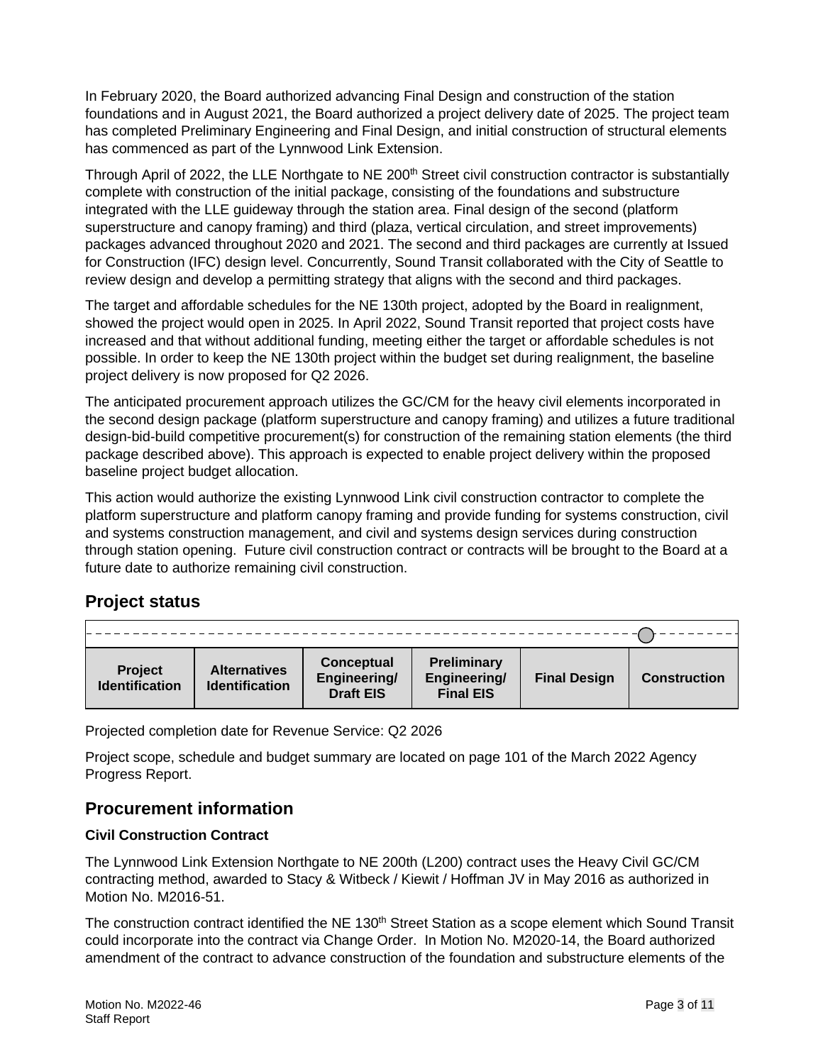In February 2020, the Board authorized advancing Final Design and construction of the station foundations and in August 2021, the Board authorized a project delivery date of 2025. The project team has completed Preliminary Engineering and Final Design, and initial construction of structural elements has commenced as part of the Lynnwood Link Extension.

Through April of 2022, the LLE Northgate to NE 200th Street civil construction contractor is substantially complete with construction of the initial package, consisting of the foundations and substructure integrated with the LLE guideway through the station area. Final design of the second (platform superstructure and canopy framing) and third (plaza, vertical circulation, and street improvements) packages advanced throughout 2020 and 2021. The second and third packages are currently at Issued for Construction (IFC) design level. Concurrently, Sound Transit collaborated with the City of Seattle to review design and develop a permitting strategy that aligns with the second and third packages.

The target and affordable schedules for the NE 130th project, adopted by the Board in realignment, showed the project would open in 2025. In April 2022, Sound Transit reported that project costs have increased and that without additional funding, meeting either the target or affordable schedules is not possible. In order to keep the NE 130th project within the budget set during realignment, the baseline project delivery is now proposed for Q2 2026.

The anticipated procurement approach utilizes the GC/CM for the heavy civil elements incorporated in the second design package (platform superstructure and canopy framing) and utilizes a future traditional design-bid-build competitive procurement(s) for construction of the remaining station elements (the third package described above). This approach is expected to enable project delivery within the proposed baseline project budget allocation.

This action would authorize the existing Lynnwood Link civil construction contractor to complete the platform superstructure and platform canopy framing and provide funding for systems construction, civil and systems construction management, and civil and systems design services during construction through station opening. Future civil construction contract or contracts will be brought to the Board at a future date to authorize remaining civil construction.

## Project status

| Project Identification | Alternatives Identification | Conceptual Engineering/ Draft EIS | Preliminary Engineering/ Final EIS | Final Design | Construction |
|---|---|---|---|---|---|
| | | | | | ○ |

Projected completion date for Revenue Service: Q2 2026

Project scope, schedule and budget summary are located on page 101 of the March 2022 Agency Progress Report.

## Procurement information

### Civil Construction Contract

The Lynnwood Link Extension Northgate to NE 200th (L200) contract uses the Heavy Civil GC/CM contracting method, awarded to Stacy & Witbeck / Kiewit / Hoffman JV in May 2016 as authorized in Motion No. M2016-51.

The construction contract identified the NE 130th Street Station as a scope element which Sound Transit could incorporate into the contract via Change Order. In Motion No. M2020-14, the Board authorized amendment of the contract to advance construction of the foundation and substructure elements of the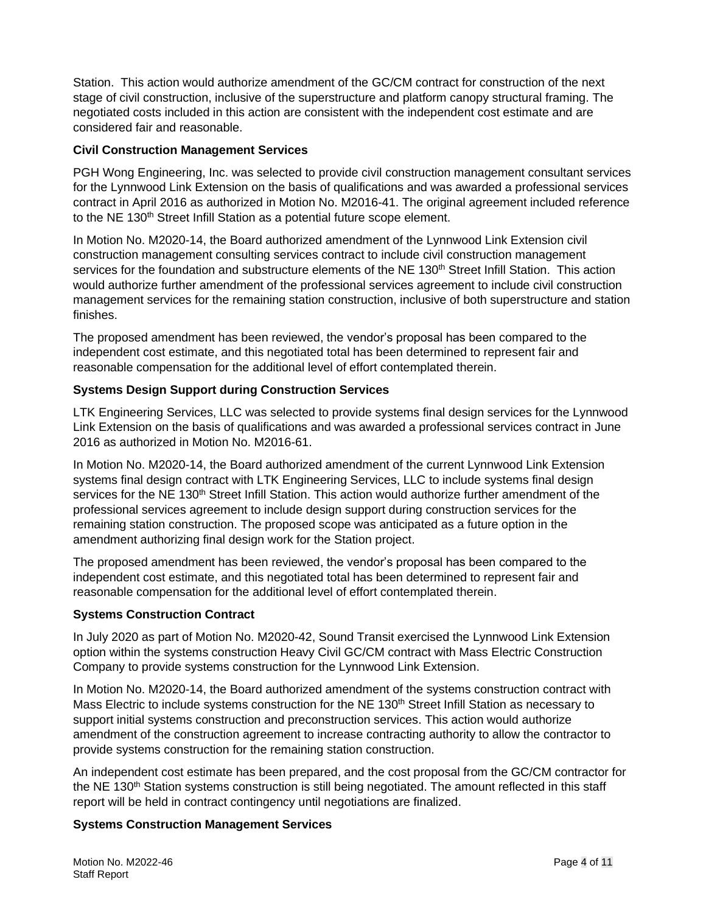Station. This action would authorize amendment of the GC/CM contract for construction of the next stage of civil construction, inclusive of the superstructure and platform canopy structural framing. The negotiated costs included in this action are consistent with the independent cost estimate and are considered fair and reasonable.

**Civil Construction Management Services**

PGH Wong Engineering, Inc. was selected to provide civil construction management consultant services for the Lynnwood Link Extension on the basis of qualifications and was awarded a professional services contract in April 2016 as authorized in Motion No. M2016-41. The original agreement included reference to the NE 130th Street Infill Station as a potential future scope element.

In Motion No. M2020-14, the Board authorized amendment of the Lynnwood Link Extension civil construction management consulting services contract to include civil construction management services for the foundation and substructure elements of the NE 130th Street Infill Station. This action would authorize further amendment of the professional services agreement to include civil construction management services for the remaining station construction, inclusive of both superstructure and station finishes.

The proposed amendment has been reviewed, the vendor's proposal has been compared to the independent cost estimate, and this negotiated total has been determined to represent fair and reasonable compensation for the additional level of effort contemplated therein.

**Systems Design Support during Construction Services**

LTK Engineering Services, LLC was selected to provide systems final design services for the Lynnwood Link Extension on the basis of qualifications and was awarded a professional services contract in June 2016 as authorized in Motion No. M2016-61.

In Motion No. M2020-14, the Board authorized amendment of the current Lynnwood Link Extension systems final design contract with LTK Engineering Services, LLC to include systems final design services for the NE 130th Street Infill Station. This action would authorize further amendment of the professional services agreement to include design support during construction services for the remaining station construction. The proposed scope was anticipated as a future option in the amendment authorizing final design work for the Station project.

The proposed amendment has been reviewed, the vendor's proposal has been compared to the independent cost estimate, and this negotiated total has been determined to represent fair and reasonable compensation for the additional level of effort contemplated therein.

**Systems Construction Contract**

In July 2020 as part of Motion No. M2020-42, Sound Transit exercised the Lynnwood Link Extension option within the systems construction Heavy Civil GC/CM contract with Mass Electric Construction Company to provide systems construction for the Lynnwood Link Extension.

In Motion No. M2020-14, the Board authorized amendment of the systems construction contract with Mass Electric to include systems construction for the NE 130th Street Infill Station as necessary to support initial systems construction and preconstruction services. This action would authorize amendment of the construction agreement to increase contracting authority to allow the contractor to provide systems construction for the remaining station construction.

An independent cost estimate has been prepared, and the cost proposal from the GC/CM contractor for the NE 130th Station systems construction is still being negotiated. The amount reflected in this staff report will be held in contract contingency until negotiations are finalized.

**Systems Construction Management Services**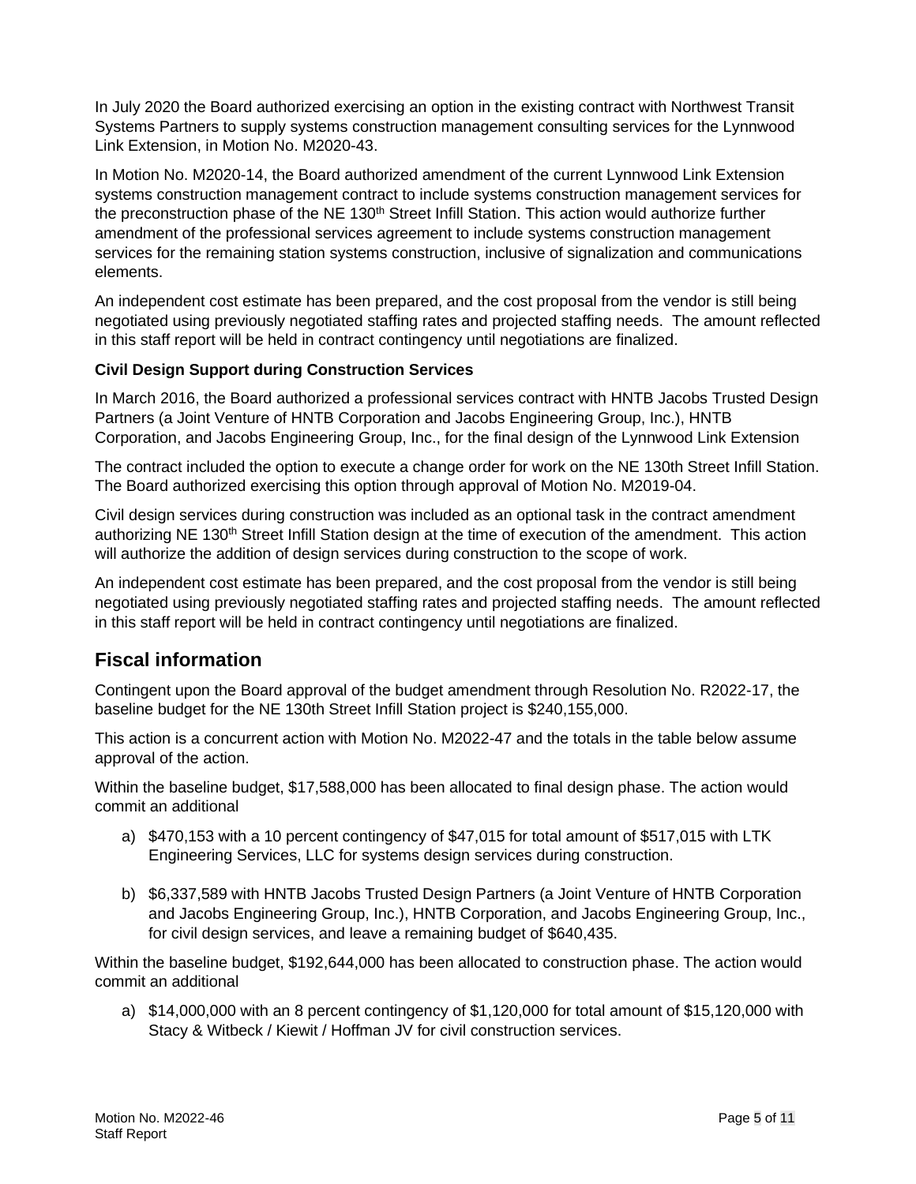In July 2020 the Board authorized exercising an option in the existing contract with Northwest Transit Systems Partners to supply systems construction management consulting services for the Lynnwood Link Extension, in Motion No. M2020-43.

In Motion No. M2020-14, the Board authorized amendment of the current Lynnwood Link Extension systems construction management contract to include systems construction management services for the preconstruction phase of the NE 130th Street Infill Station. This action would authorize further amendment of the professional services agreement to include systems construction management services for the remaining station systems construction, inclusive of signalization and communications elements.

An independent cost estimate has been prepared, and the cost proposal from the vendor is still being negotiated using previously negotiated staffing rates and projected staffing needs. The amount reflected in this staff report will be held in contract contingency until negotiations are finalized.

**Civil Design Support during Construction Services**

In March 2016, the Board authorized a professional services contract with HNTB Jacobs Trusted Design Partners (a Joint Venture of HNTB Corporation and Jacobs Engineering Group, Inc.), HNTB Corporation, and Jacobs Engineering Group, Inc., for the final design of the Lynnwood Link Extension

The contract included the option to execute a change order for work on the NE 130th Street Infill Station. The Board authorized exercising this option through approval of Motion No. M2019-04.

Civil design services during construction was included as an optional task in the contract amendment authorizing NE 130th Street Infill Station design at the time of execution of the amendment. This action will authorize the addition of design services during construction to the scope of work.

An independent cost estimate has been prepared, and the cost proposal from the vendor is still being negotiated using previously negotiated staffing rates and projected staffing needs. The amount reflected in this staff report will be held in contract contingency until negotiations are finalized.

## Fiscal information

Contingent upon the Board approval of the budget amendment through Resolution No. R2022-17, the baseline budget for the NE 130th Street Infill Station project is $240,155,000.

This action is a concurrent action with Motion No. M2022-47 and the totals in the table below assume approval of the action.

Within the baseline budget, $17,588,000 has been allocated to final design phase. The action would commit an additional

a) $470,153 with a 10 percent contingency of $47,015 for total amount of $517,015 with LTK Engineering Services, LLC for systems design services during construction.

b) $6,337,589 with HNTB Jacobs Trusted Design Partners (a Joint Venture of HNTB Corporation and Jacobs Engineering Group, Inc.), HNTB Corporation, and Jacobs Engineering Group, Inc., for civil design services, and leave a remaining budget of $640,435.

Within the baseline budget, $192,644,000 has been allocated to construction phase. The action would commit an additional

a) $14,000,000 with an 8 percent contingency of $1,120,000 for total amount of $15,120,000 with Stacy & Witbeck / Kiewit / Hoffman JV for civil construction services.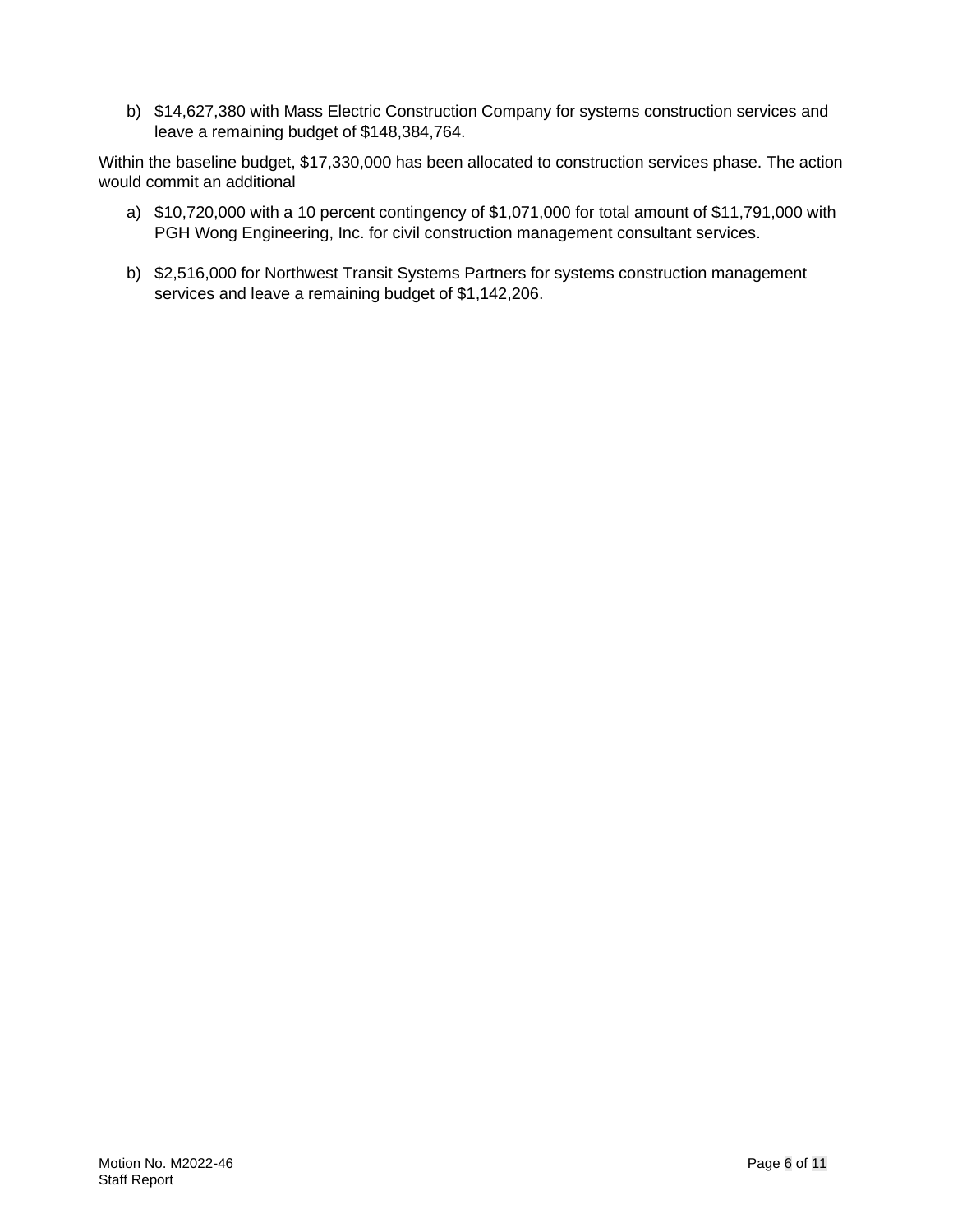b) $14,627,380 with Mass Electric Construction Company for systems construction services and leave a remaining budget of $148,384,764.

Within the baseline budget, $17,330,000 has been allocated to construction services phase. The action would commit an additional

a) $10,720,000 with a 10 percent contingency of $1,071,000 for total amount of $11,791,000 with PGH Wong Engineering, Inc. for civil construction management consultant services.

b) $2,516,000 for Northwest Transit Systems Partners for systems construction management services and leave a remaining budget of $1,142,206.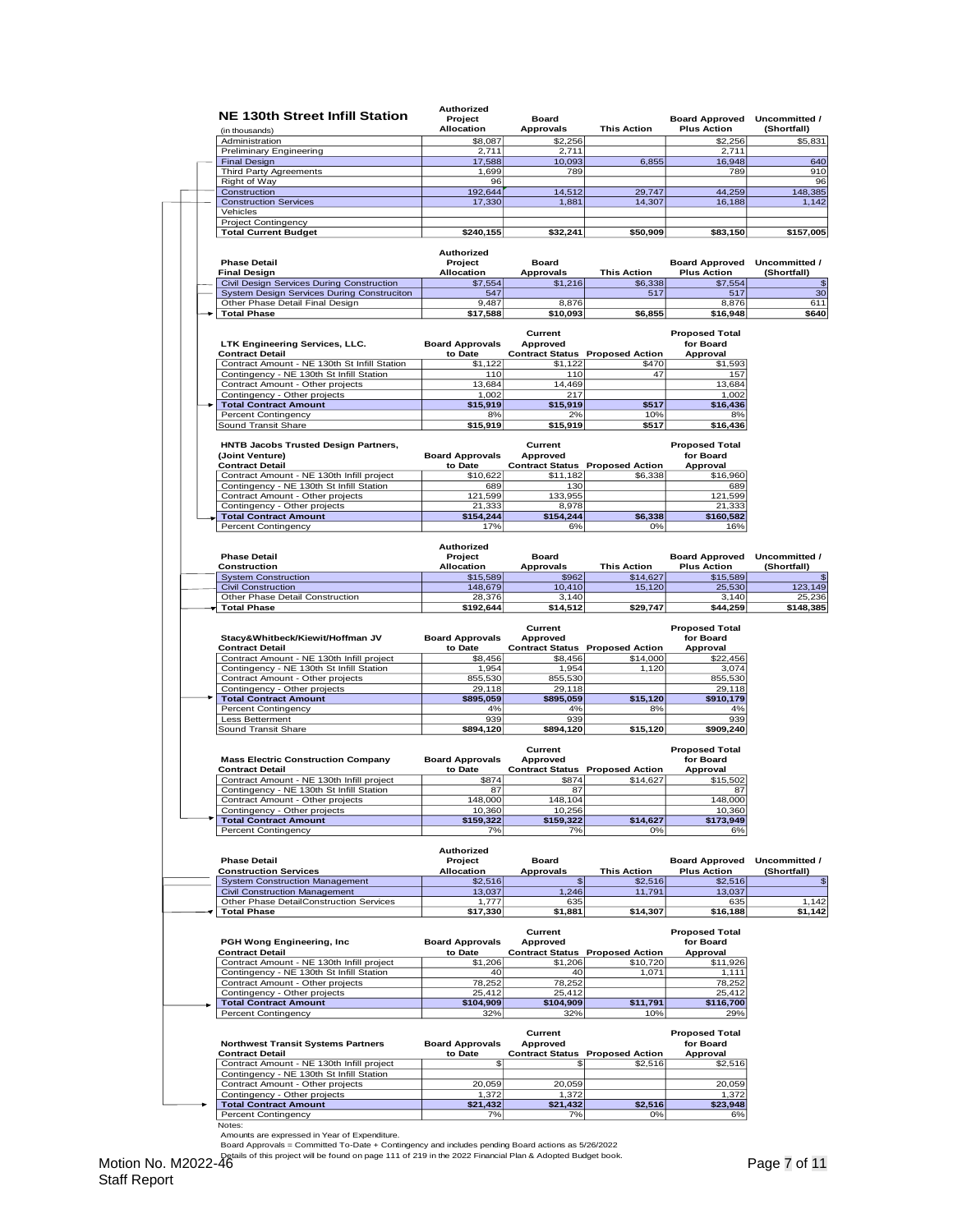## NE 130th Street Infill Station

(in thousands)

| | Authorized Project Allocation | Board Approvals | This Action | Board Approved Plus Action | Uncommitted / (Shortfall) |
|---|---|---|---|---|---|
| Administration | $8,087 | $2,256 | | $2,256 | $5,831 |
| Preliminary Engineering | 2,711 | 2,711 | | 2,711 | |
| Final Design | 17,588 | 10,093 | 6,855 | 16,948 | 640 |
| Third Party Agreements | 1,699 | 789 | | 789 | 910 |
| Right of Way | 96 | | | | 96 |
| Construction | 192,644 | 14,512 | 29,747 | 44,259 | 148,385 |
| Construction Services | 17,330 | 1,881 | 14,307 | 16,188 | 1,142 |
| Vehicles | | | | | |
| Project Contingency | | | | | |
| **Total Current Budget** | **$240,155** | **$32,241** | **$50,909** | **$83,150** | **$157,005** |

| Phase Detail Final Design | Authorized Project Allocation | Board Approvals | This Action | Board Approved Plus Action | Uncommitted / (Shortfall) |
|---|---|---|---|---|---|
| Civil Design Services During Construction | $7,554 | $1,216 | $6,338 | $7,554 | $ |
| System Design Services During Construciton | 547 | | 517 | 517 | 30 |
| Other Phase Detail Final Design | 9,487 | 8,876 | | 8,876 | 611 |
| **Total Phase** | **$17,588** | **$10,093** | **$6,855** | **$16,948** | **$640** |

| LTK Engineering Services, LLC. Contract Detail | Board Approvals to Date | Current Approved Contract Status | Proposed Action | Proposed Total for Board Approval |
|---|---|---|---|---|
| Contract Amount - NE 130th St Infill Station | $1,122 | $1,122 | $470 | $1,593 |
| Contingency - NE 130th St Infill Station | 110 | 110 | 47 | 157 |
| Contract Amount - Other projects | 13,684 | 14,469 | | 13,684 |
| Contingency - Other projects | 1,002 | 217 | | 1,002 |
| **Total Contract Amount** | **$15,919** | **$15,919** | **$517** | **$16,436** |
| Percent Contingency | 8% | 2% | 10% | 8% |
| Sound Transit Share | $15,919 | $15,919 | $517 | $16,436 |

| HNTB Jacobs Trusted Design Partners, (Joint Venture) Contract Detail | Board Approvals to Date | Current Approved Contract Status | Proposed Action | Proposed Total for Board Approval |
|---|---|---|---|---|
| Contract Amount - NE 130th Infill project | $10,622 | $11,182 | $6,338 | $16,960 |
| Contingency - NE 130th St Infill Station | 689 | 130 | | 689 |
| Contract Amount - Other projects | 121,599 | 133,955 | | 121,599 |
| Contingency - Other projects | 21,333 | 8,978 | | 21,333 |
| **Total Contract Amount** | **$154,244** | **$154,244** | **$6,338** | **$160,582** |
| Percent Contingency | 17% | 6% | 0% | 16% |

| Phase Detail Construction | Authorized Project Allocation | Board Approvals | This Action | Board Approved Plus Action | Uncommitted / (Shortfall) |
|---|---|---|---|---|---|
| System Construction | $15,589 | $962 | $14,627 | $15,589 | $ |
| Civil Construction | 148,679 | 10,410 | 15,120 | 25,530 | 123,149 |
| Other Phase Detail Construction | 28,376 | 3,140 | | 3,140 | 25,236 |
| **Total Phase** | **$192,644** | **$14,512** | **$29,747** | **$44,259** | **$148,385** |

| Stacy&Whitbeck/Kiewit/Hoffman JV Contract Detail | Board Approvals to Date | Current Approved Contract Status | Proposed Action | Proposed Total for Board Approval |
|---|---|---|---|---|
| Contract Amount - NE 130th Infill project | $8,456 | $8,456 | $14,000 | $22,456 |
| Contingency - NE 130th St Infill Station | 1,954 | 1,954 | 1,120 | 3,074 |
| Contract Amount - Other projects | 855,530 | 855,530 | | 855,530 |
| Contingency - Other projects | 29,118 | 29,118 | | 29,118 |
| **Total Contract Amount** | **$895,059** | **$895,059** | **$15,120** | **$910,179** |
| Percent Contingency | 4% | 4% | 8% | 4% |
| Less Betterment | 939 | 939 | | 939 |
| Sound Transit Share | $894,120 | $894,120 | $15,120 | $909,240 |

| Mass Electric Construction Company Contract Detail | Board Approvals to Date | Current Approved Contract Status | Proposed Action | Proposed Total for Board Approval |
|---|---|---|---|---|
| Contract Amount - NE 130th Infill project | $874 | $874 | $14,627 | $15,502 |
| Contingency - NE 130th St Infill Station | 87 | 87 | | 87 |
| Contract Amount - Other projects | 148,000 | 148,104 | | 148,000 |
| Contingency - Other projects | 10,360 | 10,256 | | 10,360 |
| **Total Contract Amount** | **$159,322** | **$159,322** | **$14,627** | **$173,949** |
| Percent Contingency | 7% | 7% | 0% | 6% |

| Phase Detail Construction Services | Authorized Project Allocation | Board Approvals | This Action | Board Approved Plus Action | Uncommitted / (Shortfall) |
|---|---|---|---|---|---|
| System Construction Management | $2,516 | $ | $2,516 | $2,516 | $ |
| Civil Construction Management | 13,037 | 1,246 | 11,791 | 13,037 | |
| Other Phase DetailConstruction Services | 1,777 | 635 | | 635 | 1,142 |
| **Total Phase** | **$17,330** | **$1,881** | **$14,307** | **$16,188** | **$1,142** |

| PGH Wong Engineering, Inc Contract Detail | Board Approvals to Date | Current Approved Contract Status | Proposed Action | Proposed Total for Board Approval |
|---|---|---|---|---|
| Contract Amount - NE 130th Infill project | $1,206 | $1,206 | $10,720 | $11,926 |
| Contingency - NE 130th St Infill Station | 40 | 40 | 1,071 | 1,111 |
| Contract Amount - Other projects | 78,252 | 78,252 | | 78,252 |
| Contingency - Other projects | 25,412 | 25,412 | | 25,412 |
| **Total Contract Amount** | **$104,909** | **$104,909** | **$11,791** | **$116,700** |
| Percent Contingency | 32% | 32% | 10% | 29% |

| Northwest Transit Systems Partners Contract Detail | Board Approvals to Date | Current Approved Contract Status | Proposed Action | Proposed Total for Board Approval |
|---|---|---|---|---|
| Contract Amount - NE 130th Infill project | $ | $ | $2,516 | $2,516 |
| Contingency - NE 130th St Infill Station | | | | |
| Contract Amount - Other projects | 20,059 | 20,059 | | 20,059 |
| Contingency - Other projects | 1,372 | 1,372 | | 1,372 |
| **Total Contract Amount** | **$21,432** | **$21,432** | **$2,516** | **$23,948** |
| Percent Contingency | 7% | 7% | 0% | 6% |

Notes:

Amounts are expressed in Year of Expenditure.

Board Approvals = Committed To-Date + Contingency and includes pending Board actions as 5/26/2022

Details of this project will be found on page 111 of 219 in the 2022 Financial Plan & Adopted Budget book.

Motion No. M2022-46
Staff Report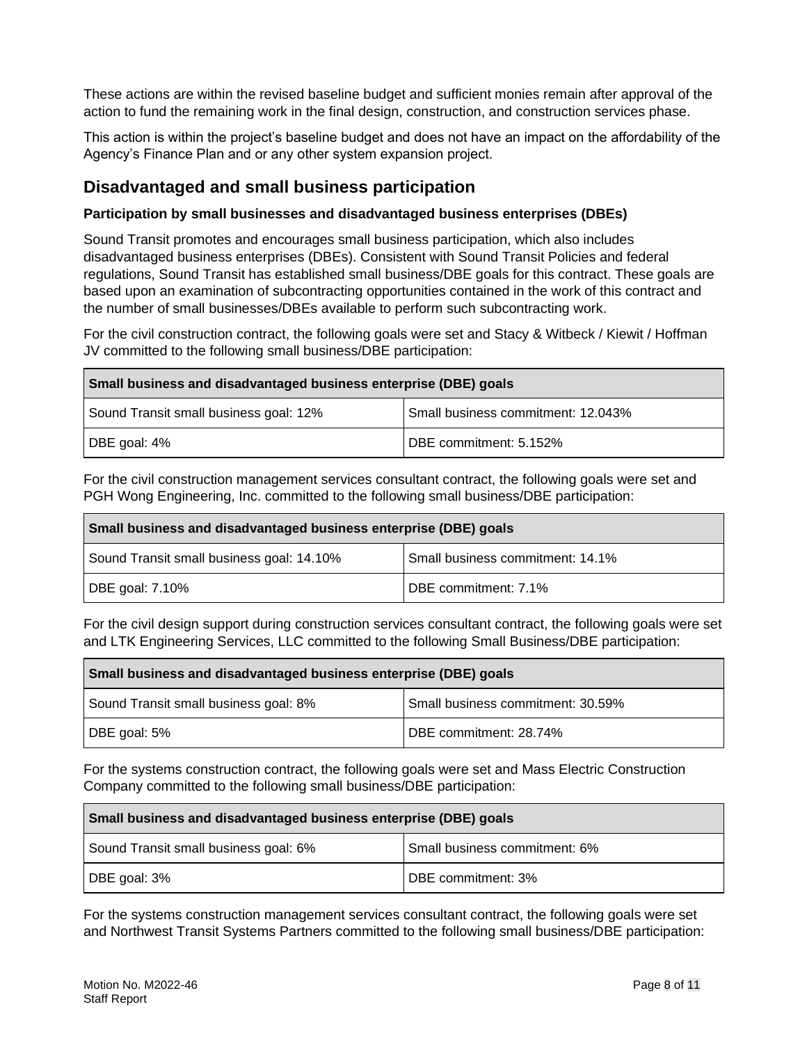These actions are within the revised baseline budget and sufficient monies remain after approval of the action to fund the remaining work in the final design, construction, and construction services phase.

This action is within the project's baseline budget and does not have an impact on the affordability of the Agency's Finance Plan and or any other system expansion project.

## Disadvantaged and small business participation

**Participation by small businesses and disadvantaged business enterprises (DBEs)**

Sound Transit promotes and encourages small business participation, which also includes disadvantaged business enterprises (DBEs). Consistent with Sound Transit Policies and federal regulations, Sound Transit has established small business/DBE goals for this contract. These goals are based upon an examination of subcontracting opportunities contained in the work of this contract and the number of small businesses/DBEs available to perform such subcontracting work.

For the civil construction contract, the following goals were set and Stacy & Witbeck / Kiewit / Hoffman JV committed to the following small business/DBE participation:

| Small business and disadvantaged business enterprise (DBE) goals | |
|---|---|
| Sound Transit small business goal: 12% | Small business commitment: 12.043% |
| DBE goal: 4% | DBE commitment: 5.152% |

For the civil construction management services consultant contract, the following goals were set and PGH Wong Engineering, Inc. committed to the following small business/DBE participation:

| Small business and disadvantaged business enterprise (DBE) goals | |
|---|---|
| Sound Transit small business goal: 14.10% | Small business commitment: 14.1% |
| DBE goal: 7.10% | DBE commitment: 7.1% |

For the civil design support during construction services consultant contract, the following goals were set and LTK Engineering Services, LLC committed to the following Small Business/DBE participation:

| Small business and disadvantaged business enterprise (DBE) goals | |
|---|---|
| Sound Transit small business goal: 8% | Small business commitment: 30.59% |
| DBE goal: 5% | DBE commitment: 28.74% |

For the systems construction contract, the following goals were set and Mass Electric Construction Company committed to the following small business/DBE participation:

| Small business and disadvantaged business enterprise (DBE) goals | |
|---|---|
| Sound Transit small business goal: 6% | Small business commitment: 6% |
| DBE goal: 3% | DBE commitment: 3% |

For the systems construction management services consultant contract, the following goals were set and Northwest Transit Systems Partners committed to the following small business/DBE participation: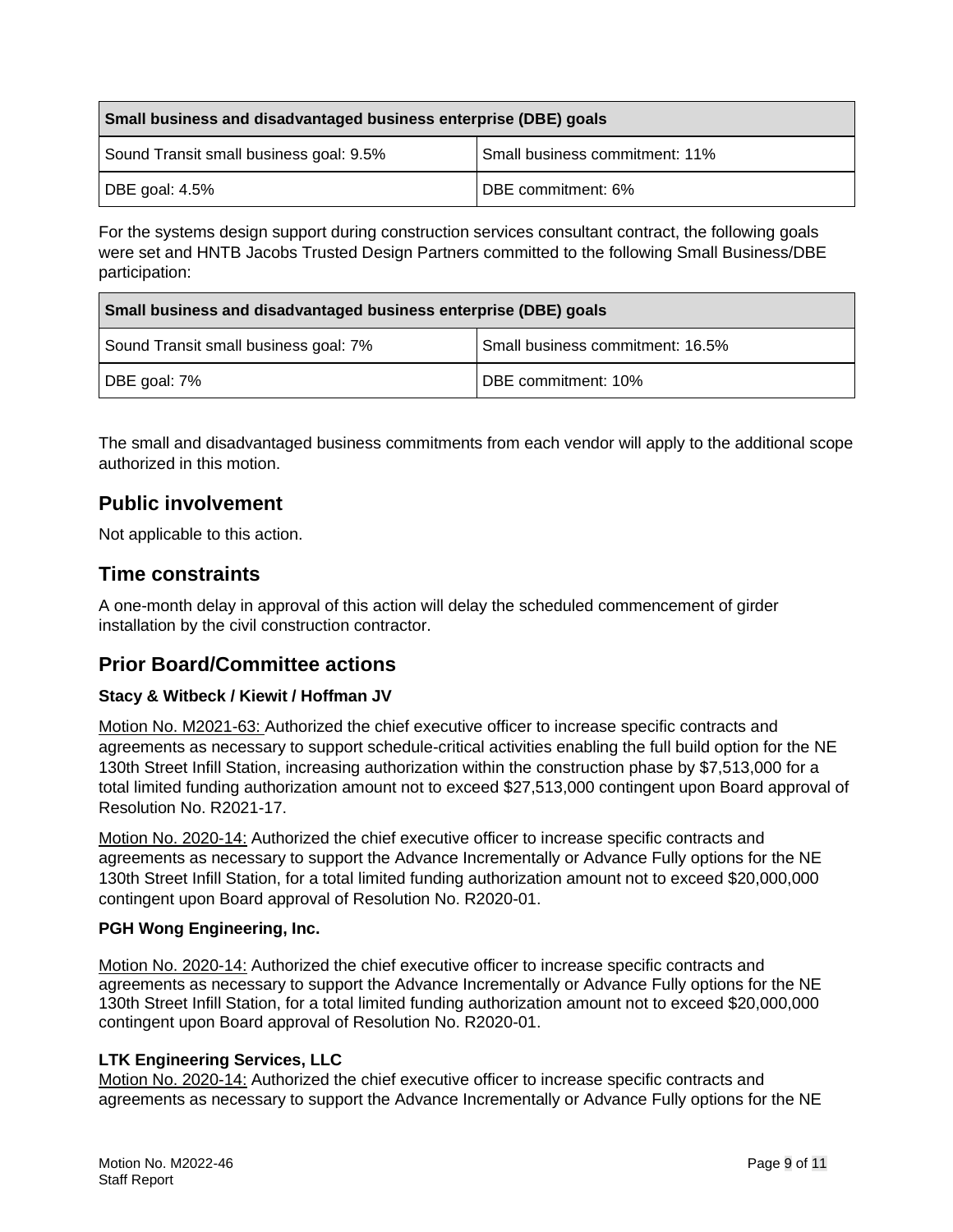| Small business and disadvantaged business enterprise (DBE) goals | |
| --- | --- |
| Sound Transit small business goal: 9.5% | Small business commitment: 11% |
| DBE goal: 4.5% | DBE commitment: 6% |

For the systems design support during construction services consultant contract, the following goals were set and HNTB Jacobs Trusted Design Partners committed to the following Small Business/DBE participation:

| Small business and disadvantaged business enterprise (DBE) goals | |
| --- | --- |
| Sound Transit small business goal: 7% | Small business commitment: 16.5% |
| DBE goal: 7% | DBE commitment: 10% |

The small and disadvantaged business commitments from each vendor will apply to the additional scope authorized in this motion.

## Public involvement

Not applicable to this action.

## Time constraints

A one-month delay in approval of this action will delay the scheduled commencement of girder installation by the civil construction contractor.

## Prior Board/Committee actions

**Stacy & Witbeck / Kiewit / Hoffman JV**

Motion No. M2021-63: Authorized the chief executive officer to increase specific contracts and agreements as necessary to support schedule-critical activities enabling the full build option for the NE 130th Street Infill Station, increasing authorization within the construction phase by $7,513,000 for a total limited funding authorization amount not to exceed $27,513,000 contingent upon Board approval of Resolution No. R2021-17.

Motion No. 2020-14: Authorized the chief executive officer to increase specific contracts and agreements as necessary to support the Advance Incrementally or Advance Fully options for the NE 130th Street Infill Station, for a total limited funding authorization amount not to exceed $20,000,000 contingent upon Board approval of Resolution No. R2020-01.

**PGH Wong Engineering, Inc.**

Motion No. 2020-14: Authorized the chief executive officer to increase specific contracts and agreements as necessary to support the Advance Incrementally or Advance Fully options for the NE 130th Street Infill Station, for a total limited funding authorization amount not to exceed $20,000,000 contingent upon Board approval of Resolution No. R2020-01.

**LTK Engineering Services, LLC**

Motion No. 2020-14: Authorized the chief executive officer to increase specific contracts and agreements as necessary to support the Advance Incrementally or Advance Fully options for the NE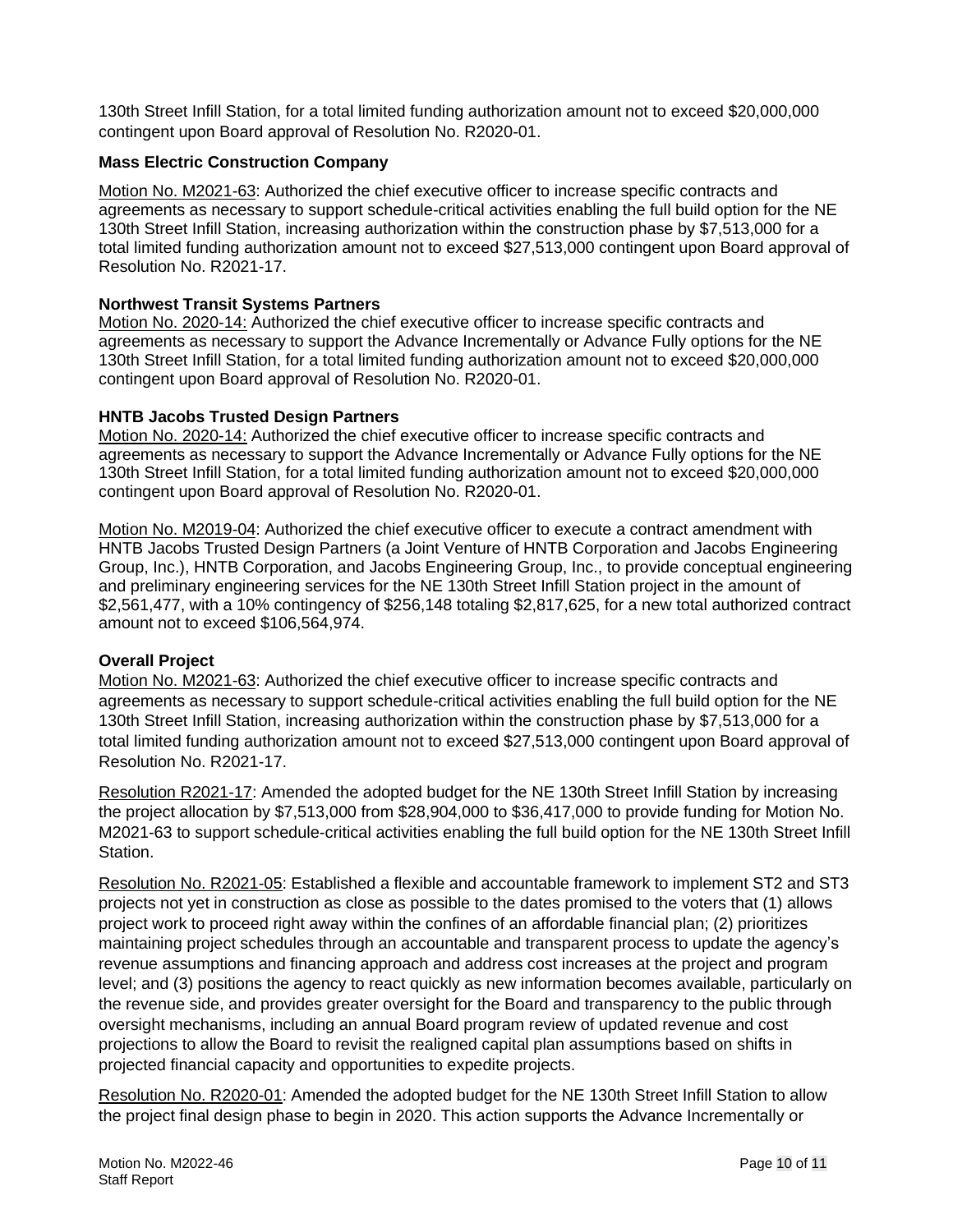130th Street Infill Station, for a total limited funding authorization amount not to exceed $20,000,000 contingent upon Board approval of Resolution No. R2020-01.

**Mass Electric Construction Company**

Motion No. M2021-63: Authorized the chief executive officer to increase specific contracts and agreements as necessary to support schedule-critical activities enabling the full build option for the NE 130th Street Infill Station, increasing authorization within the construction phase by $7,513,000 for a total limited funding authorization amount not to exceed $27,513,000 contingent upon Board approval of Resolution No. R2021-17.

**Northwest Transit Systems Partners**

Motion No. 2020-14: Authorized the chief executive officer to increase specific contracts and agreements as necessary to support the Advance Incrementally or Advance Fully options for the NE 130th Street Infill Station, for a total limited funding authorization amount not to exceed $20,000,000 contingent upon Board approval of Resolution No. R2020-01.

**HNTB Jacobs Trusted Design Partners**

Motion No. 2020-14: Authorized the chief executive officer to increase specific contracts and agreements as necessary to support the Advance Incrementally or Advance Fully options for the NE 130th Street Infill Station, for a total limited funding authorization amount not to exceed $20,000,000 contingent upon Board approval of Resolution No. R2020-01.

Motion No. M2019-04: Authorized the chief executive officer to execute a contract amendment with HNTB Jacobs Trusted Design Partners (a Joint Venture of HNTB Corporation and Jacobs Engineering Group, Inc.), HNTB Corporation, and Jacobs Engineering Group, Inc., to provide conceptual engineering and preliminary engineering services for the NE 130th Street Infill Station project in the amount of $2,561,477, with a 10% contingency of $256,148 totaling $2,817,625, for a new total authorized contract amount not to exceed $106,564,974.

**Overall Project**

Motion No. M2021-63: Authorized the chief executive officer to increase specific contracts and agreements as necessary to support schedule-critical activities enabling the full build option for the NE 130th Street Infill Station, increasing authorization within the construction phase by $7,513,000 for a total limited funding authorization amount not to exceed $27,513,000 contingent upon Board approval of Resolution No. R2021-17.

Resolution R2021-17: Amended the adopted budget for the NE 130th Street Infill Station by increasing the project allocation by $7,513,000 from $28,904,000 to $36,417,000 to provide funding for Motion No. M2021-63 to support schedule-critical activities enabling the full build option for the NE 130th Street Infill Station.

Resolution No. R2021-05: Established a flexible and accountable framework to implement ST2 and ST3 projects not yet in construction as close as possible to the dates promised to the voters that (1) allows project work to proceed right away within the confines of an affordable financial plan; (2) prioritizes maintaining project schedules through an accountable and transparent process to update the agency's revenue assumptions and financing approach and address cost increases at the project and program level; and (3) positions the agency to react quickly as new information becomes available, particularly on the revenue side, and provides greater oversight for the Board and transparency to the public through oversight mechanisms, including an annual Board program review of updated revenue and cost projections to allow the Board to revisit the realigned capital plan assumptions based on shifts in projected financial capacity and opportunities to expedite projects.

Resolution No. R2020-01: Amended the adopted budget for the NE 130th Street Infill Station to allow the project final design phase to begin in 2020. This action supports the Advance Incrementally or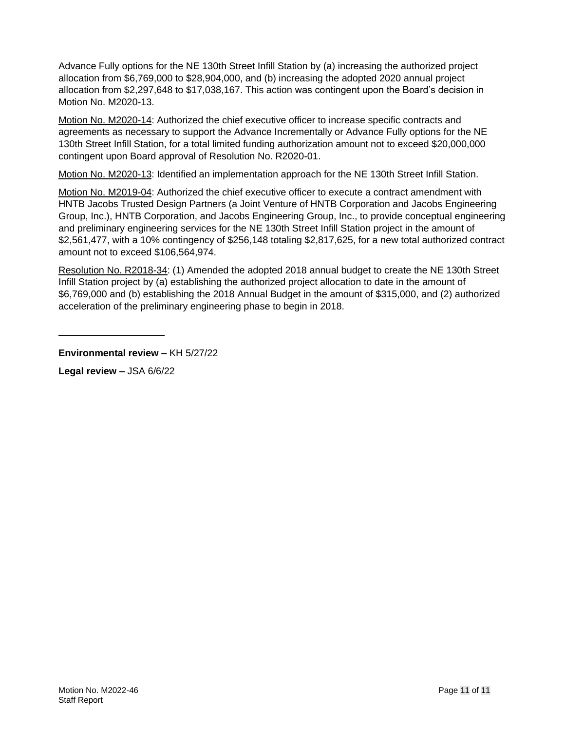Advance Fully options for the NE 130th Street Infill Station by (a) increasing the authorized project allocation from $6,769,000 to $28,904,000, and (b) increasing the adopted 2020 annual project allocation from $2,297,648 to $17,038,167. This action was contingent upon the Board's decision in Motion No. M2020-13.

<u>Motion No. M2020-14</u>: Authorized the chief executive officer to increase specific contracts and agreements as necessary to support the Advance Incrementally or Advance Fully options for the NE 130th Street Infill Station, for a total limited funding authorization amount not to exceed $20,000,000 contingent upon Board approval of Resolution No. R2020-01.

<u>Motion No. M2020-13</u>: Identified an implementation approach for the NE 130th Street Infill Station.

<u>Motion No. M2019-04</u>: Authorized the chief executive officer to execute a contract amendment with HNTB Jacobs Trusted Design Partners (a Joint Venture of HNTB Corporation and Jacobs Engineering Group, Inc.), HNTB Corporation, and Jacobs Engineering Group, Inc., to provide conceptual engineering and preliminary engineering services for the NE 130th Street Infill Station project in the amount of $2,561,477, with a 10% contingency of $256,148 totaling $2,817,625, for a new total authorized contract amount not to exceed $106,564,974.

<u>Resolution No. R2018-34</u>: (1) Amended the adopted 2018 annual budget to create the NE 130th Street Infill Station project by (a) establishing the authorized project allocation to date in the amount of $6,769,000 and (b) establishing the 2018 Annual Budget in the amount of $315,000, and (2) authorized acceleration of the preliminary engineering phase to begin in 2018.

---

**Environmental review –** KH 5/27/22

**Legal review –** JSA 6/6/22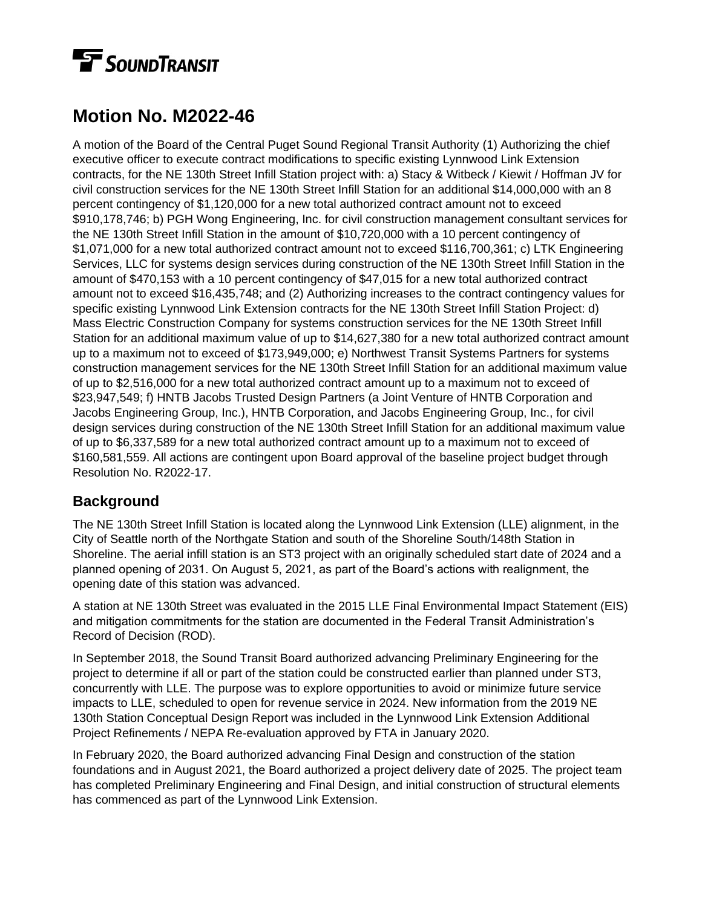# Motion No. M2022-46

A motion of the Board of the Central Puget Sound Regional Transit Authority (1) Authorizing the chief executive officer to execute contract modifications to specific existing Lynnwood Link Extension contracts, for the NE 130th Street Infill Station project with: a) Stacy & Witbeck / Kiewit / Hoffman JV for civil construction services for the NE 130th Street Infill Station for an additional $14,000,000 with an 8 percent contingency of $1,120,000 for a new total authorized contract amount not to exceed $910,178,746; b) PGH Wong Engineering, Inc. for civil construction management consultant services for the NE 130th Street Infill Station in the amount of $10,720,000 with a 10 percent contingency of $1,071,000 for a new total authorized contract amount not to exceed $116,700,361; c) LTK Engineering Services, LLC for systems design services during construction of the NE 130th Street Infill Station in the amount of $470,153 with a 10 percent contingency of $47,015 for a new total authorized contract amount not to exceed $16,435,748; and (2) Authorizing increases to the contract contingency values for specific existing Lynnwood Link Extension contracts for the NE 130th Street Infill Station Project: d) Mass Electric Construction Company for systems construction services for the NE 130th Street Infill Station for an additional maximum value of up to $14,627,380 for a new total authorized contract amount up to a maximum not to exceed of $173,949,000; e) Northwest Transit Systems Partners for systems construction management services for the NE 130th Street Infill Station for an additional maximum value of up to $2,516,000 for a new total authorized contract amount up to a maximum not to exceed of $23,947,549; f) HNTB Jacobs Trusted Design Partners (a Joint Venture of HNTB Corporation and Jacobs Engineering Group, Inc.), HNTB Corporation, and Jacobs Engineering Group, Inc., for civil design services during construction of the NE 130th Street Infill Station for an additional maximum value of up to $6,337,589 for a new total authorized contract amount up to a maximum not to exceed of $160,581,559. All actions are contingent upon Board approval of the baseline project budget through Resolution No. R2022-17.

## Background

The NE 130th Street Infill Station is located along the Lynnwood Link Extension (LLE) alignment, in the City of Seattle north of the Northgate Station and south of the Shoreline South/148th Station in Shoreline. The aerial infill station is an ST3 project with an originally scheduled start date of 2024 and a planned opening of 2031. On August 5, 2021, as part of the Board's actions with realignment, the opening date of this station was advanced.

A station at NE 130th Street was evaluated in the 2015 LLE Final Environmental Impact Statement (EIS) and mitigation commitments for the station are documented in the Federal Transit Administration's Record of Decision (ROD).

In September 2018, the Sound Transit Board authorized advancing Preliminary Engineering for the project to determine if all or part of the station could be constructed earlier than planned under ST3, concurrently with LLE. The purpose was to explore opportunities to avoid or minimize future service impacts to LLE, scheduled to open for revenue service in 2024. New information from the 2019 NE 130th Station Conceptual Design Report was included in the Lynnwood Link Extension Additional Project Refinements / NEPA Re-evaluation approved by FTA in January 2020.

In February 2020, the Board authorized advancing Final Design and construction of the station foundations and in August 2021, the Board authorized a project delivery date of 2025. The project team has completed Preliminary Engineering and Final Design, and initial construction of structural elements has commenced as part of the Lynnwood Link Extension.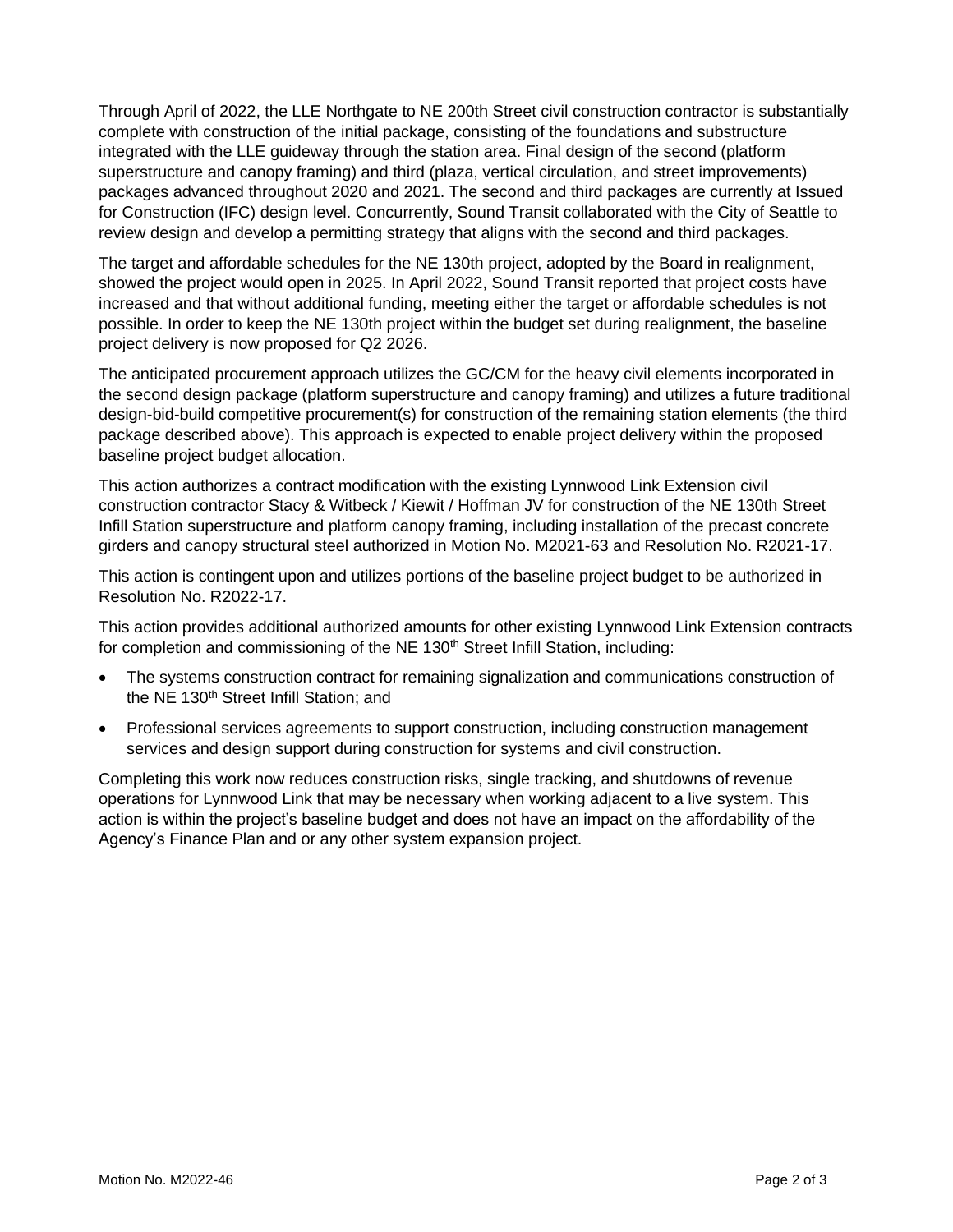Through April of 2022, the LLE Northgate to NE 200th Street civil construction contractor is substantially complete with construction of the initial package, consisting of the foundations and substructure integrated with the LLE guideway through the station area. Final design of the second (platform superstructure and canopy framing) and third (plaza, vertical circulation, and street improvements) packages advanced throughout 2020 and 2021. The second and third packages are currently at Issued for Construction (IFC) design level. Concurrently, Sound Transit collaborated with the City of Seattle to review design and develop a permitting strategy that aligns with the second and third packages.

The target and affordable schedules for the NE 130th project, adopted by the Board in realignment, showed the project would open in 2025. In April 2022, Sound Transit reported that project costs have increased and that without additional funding, meeting either the target or affordable schedules is not possible. In order to keep the NE 130th project within the budget set during realignment, the baseline project delivery is now proposed for Q2 2026.

The anticipated procurement approach utilizes the GC/CM for the heavy civil elements incorporated in the second design package (platform superstructure and canopy framing) and utilizes a future traditional design-bid-build competitive procurement(s) for construction of the remaining station elements (the third package described above). This approach is expected to enable project delivery within the proposed baseline project budget allocation.

This action authorizes a contract modification with the existing Lynnwood Link Extension civil construction contractor Stacy & Witbeck / Kiewit / Hoffman JV for construction of the NE 130th Street Infill Station superstructure and platform canopy framing, including installation of the precast concrete girders and canopy structural steel authorized in Motion No. M2021-63 and Resolution No. R2021-17.

This action is contingent upon and utilizes portions of the baseline project budget to be authorized in Resolution No. R2022-17.

This action provides additional authorized amounts for other existing Lynnwood Link Extension contracts for completion and commissioning of the NE 130th Street Infill Station, including:

- The systems construction contract for remaining signalization and communications construction of the NE 130th Street Infill Station; and
- Professional services agreements to support construction, including construction management services and design support during construction for systems and civil construction.

Completing this work now reduces construction risks, single tracking, and shutdowns of revenue operations for Lynnwood Link that may be necessary when working adjacent to a live system. This action is within the project's baseline budget and does not have an impact on the affordability of the Agency's Finance Plan and or any other system expansion project.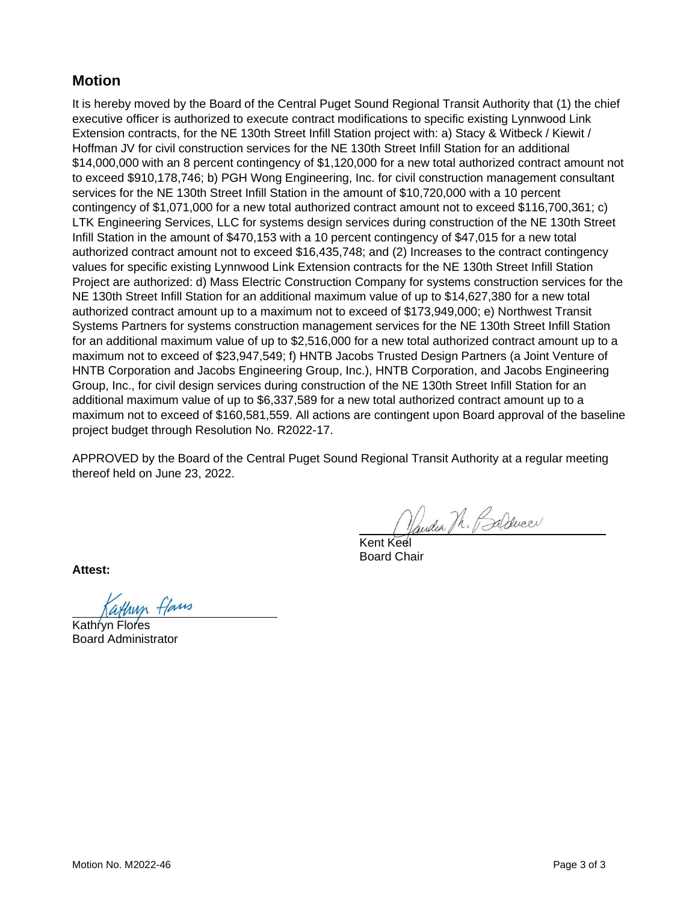## Motion

It is hereby moved by the Board of the Central Puget Sound Regional Transit Authority that (1) the chief executive officer is authorized to execute contract modifications to specific existing Lynnwood Link Extension contracts, for the NE 130th Street Infill Station project with: a) Stacy & Witbeck / Kiewit / Hoffman JV for civil construction services for the NE 130th Street Infill Station for an additional $14,000,000 with an 8 percent contingency of $1,120,000 for a new total authorized contract amount not to exceed $910,178,746; b) PGH Wong Engineering, Inc. for civil construction management consultant services for the NE 130th Street Infill Station in the amount of $10,720,000 with a 10 percent contingency of $1,071,000 for a new total authorized contract amount not to exceed $116,700,361; c) LTK Engineering Services, LLC for systems design services during construction of the NE 130th Street Infill Station in the amount of $470,153 with a 10 percent contingency of $47,015 for a new total authorized contract amount not to exceed $16,435,748; and (2) Increases to the contract contingency values for specific existing Lynnwood Link Extension contracts for the NE 130th Street Infill Station Project are authorized: d) Mass Electric Construction Company for systems construction services for the NE 130th Street Infill Station for an additional maximum value of up to $14,627,380 for a new total authorized contract amount up to a maximum not to exceed of $173,949,000; e) Northwest Transit Systems Partners for systems construction management services for the NE 130th Street Infill Station for an additional maximum value of up to $2,516,000 for a new total authorized contract amount up to a maximum not to exceed of $23,947,549; f) HNTB Jacobs Trusted Design Partners (a Joint Venture of HNTB Corporation and Jacobs Engineering Group, Inc.), HNTB Corporation, and Jacobs Engineering Group, Inc., for civil design services during construction of the NE 130th Street Infill Station for an additional maximum value of up to $6,337,589 for a new total authorized contract amount up to a maximum not to exceed of $160,581,559. All actions are contingent upon Board approval of the baseline project budget through Resolution No. R2022-17.

APPROVED by the Board of the Central Puget Sound Regional Transit Authority at a regular meeting thereof held on June 23, 2022.

Kent Keel
Board Chair

**Attest:**

Kathryn Flores
Board Administrator